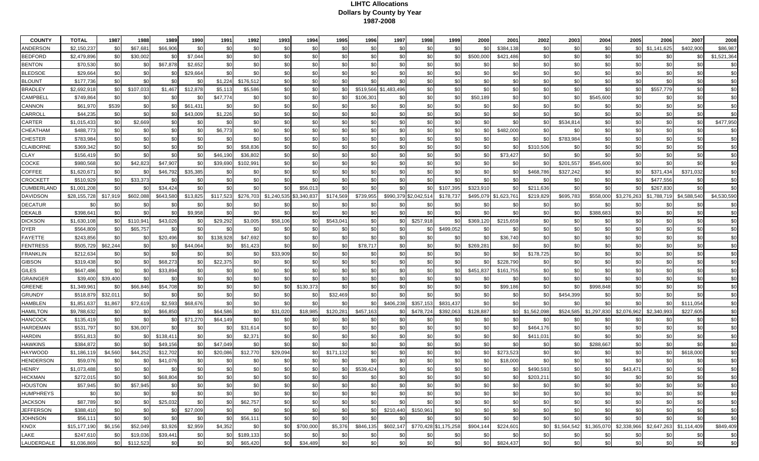# LIHTC Allocations
## Dollars by County by Year
## 1987-2008

| COUNTY | TOTAL | 1987 | 1988 | 1989 | 1990 | 1991 | 1992 | 1993 | 1994 | 1995 | 1996 | 1997 | 1998 | 1999 | 2000 | 2001 | 2002 | 2003 | 2004 | 2005 | 2006 | 2007 | 2008 |
|---|---|---|---|---|---|---|---|---|---|---|---|---|---|---|---|---|---|---|---|---|---|---|---|
| ANDERSON | $2,150,237 | $0 | $67,681 | $66,906 | $0 | $0 | $0 | $0 | $0 | $0 | $0 | $0 | $0 | $0 | $0 | $384,138 | $0 | $0 | $0 | $0 | $1,141,625 | $402,900 | $86,987 |
| BEDFORD | $2,479,896 | $0 | $30,002 | $0 | $7,044 | $0 | $0 | $0 | $0 | $0 | $0 | $0 | $0 | $0 | $500,000 | $421,486 | $0 | $0 | $0 | $0 | $0 | $0 | $1,521,364 |
| BENTON | $70,530 | $0 | $0 | $67,878 | $2,652 | $0 | $0 | $0 | $0 | $0 | $0 | $0 | $0 | $0 | $0 | $0 | $0 | $0 | $0 | $0 | $0 | $0 | $0 |
| BLEDSOE | $29,664 | $0 | $0 | $0 | $29,664 | $0 | $0 | $0 | $0 | $0 | $0 | $0 | $0 | $0 | $0 | $0 | $0 | $0 | $0 | $0 | $0 | $0 | $0 |
| BLOUNT | $177,736 | $0 | $0 | $0 | $0 | $1,224 | $176,512 | $0 | $0 | $0 | $0 | $0 | $0 | $0 | $0 | $0 | $0 | $0 | $0 | $0 | $0 | $0 | $0 |
| BRADLEY | $2,692,918 | $0 | $107,033 | $1,467 | $12,878 | $5,113 | $5,586 | $0 | $0 | $0 | $519,566 | $1,483,496 | $0 | $0 | $0 | $0 | $0 | $0 | $0 | $0 | $557,779 | $0 | $0 |
| CAMPBELL | $749,864 | $0 | $0 | $0 | $0 | $47,774 | $0 | $0 | $0 | $0 | $106,301 | $0 | $0 | $0 | $50,189 | $0 | $0 | $0 | $545,600 | $0 | $0 | $0 | $0 |
| CANNON | $61,970 | $539 | $0 | $0 | $61,431 | $0 | $0 | $0 | $0 | $0 | $0 | $0 | $0 | $0 | $0 | $0 | $0 | $0 | $0 | $0 | $0 | $0 | $0 |
| CARROLL | $44,235 | $0 | $0 | $0 | $43,009 | $1,226 | $0 | $0 | $0 | $0 | $0 | $0 | $0 | $0 | $0 | $0 | $0 | $0 | $0 | $0 | $0 | $0 | $0 |
| CARTER | $1,015,433 | $0 | $2,669 | $0 | $0 | $0 | $0 | $0 | $0 | $0 | $0 | $0 | $0 | $0 | $0 | $0 | $0 | $534,814 | $0 | $0 | $0 | $0 | $477,950 |
| CHEATHAM | $488,773 | $0 | $0 | $0 | $0 | $6,773 | $0 | $0 | $0 | $0 | $0 | $0 | $0 | $0 | $0 | $482,000 | $0 | $0 | $0 | $0 | $0 | $0 | $0 |
| CHESTER | $783,984 | $0 | $0 | $0 | $0 | $0 | $0 | $0 | $0 | $0 | $0 | $0 | $0 | $0 | $0 | $0 | $0 | $783,984 | $0 | $0 | $0 | $0 | $0 |
| CLAIBORNE | $369,342 | $0 | $0 | $0 | $0 | $0 | $58,836 | $0 | $0 | $0 | $0 | $0 | $0 | $0 | $0 | $0 | $310,506 | $0 | $0 | $0 | $0 | $0 | $0 |
| CLAY | $156,419 | $0 | $0 | $0 | $0 | $46,190 | $36,802 | $0 | $0 | $0 | $0 | $0 | $0 | $0 | $0 | $73,427 | $0 | $0 | $0 | $0 | $0 | $0 | $0 |
| COCKE | $980,568 | $0 | $42,823 | $47,907 | $0 | $39,690 | $102,991 | $0 | $0 | $0 | $0 | $0 | $0 | $0 | $0 | $0 | $0 | $201,557 | $545,600 | $0 | $0 | $0 | $0 |
| COFFEE | $1,620,671 | $0 | $0 | $46,792 | $35,385 | $0 | $0 | $0 | $0 | $0 | $0 | $0 | $0 | $0 | $0 | $0 | $468,786 | $327,242 | $0 | $0 | $371,434 | $371,032 | $0 |
| CROCKETT | $510,929 | $0 | $33,373 | $0 | $0 | $0 | $0 | $0 | $0 | $0 | $0 | $0 | $0 | $0 | $0 | $0 | $0 | $0 | $0 | $0 | $477,556 | $0 | $0 |
| CUMBERLAND | $1,001,208 | $0 | $0 | $34,424 | $0 | $0 | $0 | $0 | $56,013 | $0 | $0 | $0 | $0 | $107,395 | $323,910 | $0 | $211,636 | $0 | $0 | $0 | $267,830 | $0 | $0 |
| DAVIDSON | $28,155,728 | $17,919 | $602,088 | $643,580 | $13,825 | $117,523 | $276,703 | $1,240,535 | $3,340,837 | $174,569 | $739,955 | $990,379 | $2,042,514 | $178,737 | $495,079 | $1,623,761 | $219,829 | $695,783 | $558,000 | $3,276,263 | $1,788,719 | $4,588,540 | $4,530,590 |
| DECATUR | $0 | $0 | $0 | $0 | $0 | $0 | $0 | $0 | $0 | $0 | $0 | $0 | $0 | $0 | $0 | $0 | $0 | $0 | $0 | $0 | $0 | $0 | $0 |
| DEKALB | $398,641 | $0 | $0 | $0 | $9,958 | $0 | $0 | $0 | $0 | $0 | $0 | $0 | $0 | $0 | $0 | $0 | $0 | $0 | $388,683 | $0 | $0 | $0 | $0 |
| DICKSON | $1,630,108 | $0 | $110,941 | $43,026 | $0 | $29,292 | $3,005 | $58,106 | $0 | $543,041 | $0 | $0 | $257,918 | $0 | $369,120 | $215,659 | $0 | $0 | $0 | $0 | $0 | $0 | $0 |
| DYER | $564,809 | $0 | $65,757 | $0 | $0 | $0 | $0 | $0 | $0 | $0 | $0 | $0 | $0 | $499,052 | $0 | $0 | $0 | $0 | $0 | $0 | $0 | $0 | $0 |
| FAYETTE | $243,856 | $0 | $0 | $20,496 | $0 | $138,928 | $47,692 | $0 | $0 | $0 | $0 | $0 | $0 | $0 | $0 | $36,740 | $0 | $0 | $0 | $0 | $0 | $0 | $0 |
| FENTRESS | $505,729 | $62,244 | $0 | $0 | $44,064 | $0 | $51,423 | $0 | $0 | $0 | $78,717 | $0 | $0 | $0 | $269,281 | $0 | $0 | $0 | $0 | $0 | $0 | $0 | $0 |
| FRANKLIN | $212,634 | $0 | $0 | $0 | $0 | $0 | $0 | $33,909 | $0 | $0 | $0 | $0 | $0 | $0 | $0 | $0 | $178,725 | $0 | $0 | $0 | $0 | $0 | $0 |
| GIBSON | $319,438 | $0 | $0 | $68,273 | $0 | $22,375 | $0 | $0 | $0 | $0 | $0 | $0 | $0 | $0 | $0 | $228,790 | $0 | $0 | $0 | $0 | $0 | $0 | $0 |
| GILES | $647,486 | $0 | $0 | $33,894 | $0 | $0 | $0 | $0 | $0 | $0 | $0 | $0 | $0 | $0 | $451,837 | $161,755 | $0 | $0 | $0 | $0 | $0 | $0 | $0 |
| GRAINGER | $39,400 | $39,400 | $0 | $0 | $0 | $0 | $0 | $0 | $0 | $0 | $0 | $0 | $0 | $0 | $0 | $0 | $0 | $0 | $0 | $0 | $0 | $0 | $0 |
| GREENE | $1,349,961 | $0 | $66,846 | $54,708 | $0 | $0 | $0 | $0 | $130,373 | $0 | $0 | $0 | $0 | $0 | $0 | $99,186 | $0 | $0 | $998,848 | $0 | $0 | $0 | $0 |
| GRUNDY | $518,879 | $32,011 | $0 | $0 | $0 | $0 | $0 | $0 | $0 | $32,469 | $0 | $0 | $0 | $0 | $0 | $0 | $0 | $454,399 | $0 | $0 | $0 | $0 | $0 |
| HAMBLEN | $1,851,637 | $1,867 | $72,619 | $2,593 | $68,676 | $0 | $0 | $0 | $0 | $0 | $0 | $406,238 | $357,153 | $831,437 | $0 | $0 | $0 | $0 | $0 | $0 | $0 | $111,054 | $0 |
| HAMILTON | $9,788,632 | $0 | $0 | $66,850 | $0 | $64,586 | $0 | $31,020 | $18,985 | $120,281 | $457,163 | $0 | $478,724 | $392,063 | $128,887 | $0 | $1,562,098 | $524,585 | $1,297,830 | $2,076,962 | $2,340,993 | $227,605 | $0 |
| HANCOCK | $135,419 | $0 | $0 | $0 | $71,270 | $64,149 | $0 | $0 | $0 | $0 | $0 | $0 | $0 | $0 | $0 | $0 | $0 | $0 | $0 | $0 | $0 | $0 | $0 |
| HARDEMAN | $531,797 | $0 | $36,007 | $0 | $0 | $0 | $31,614 | $0 | $0 | $0 | $0 | $0 | $0 | $0 | $0 | $0 | $464,176 | $0 | $0 | $0 | $0 | $0 | $0 |
| HARDIN | $551,813 | $0 | $0 | $138,411 | $0 | $0 | $2,371 | $0 | $0 | $0 | $0 | $0 | $0 | $0 | $0 | $0 | $411,031 | $0 | $0 | $0 | $0 | $0 | $0 |
| HAWKINS | $384,872 | $0 | $0 | $49,156 | $0 | $47,049 | $0 | $0 | $0 | $0 | $0 | $0 | $0 | $0 | $0 | $0 | $0 | $0 | $288,667 | $0 | $0 | $0 | $0 |
| HAYWOOD | $1,186,119 | $4,560 | $44,252 | $12,702 | $0 | $20,086 | $12,770 | $29,094 | $0 | $171,132 | $0 | $0 | $0 | $0 | $0 | $273,523 | $0 | $0 | $0 | $0 | $0 | $618,000 | $0 |
| HENDERSON | $59,076 | $0 | $0 | $41,076 | $0 | $0 | $0 | $0 | $0 | $0 | $0 | $0 | $0 | $0 | $0 | $18,000 | $0 | $0 | $0 | $0 | $0 | $0 | $0 |
| HENRY | $1,073,488 | $0 | $0 | $0 | $0 | $0 | $0 | $0 | $0 | $0 | $539,424 | $0 | $0 | $0 | $0 | $0 | $490,593 | $0 | $0 | $43,471 | $0 | $0 | $0 |
| HICKMAN | $272,015 | $0 | $0 | $68,804 | $0 | $0 | $0 | $0 | $0 | $0 | $0 | $0 | $0 | $0 | $0 | $0 | $203,211 | $0 | $0 | $0 | $0 | $0 | $0 |
| HOUSTON | $57,945 | $0 | $57,945 | $0 | $0 | $0 | $0 | $0 | $0 | $0 | $0 | $0 | $0 | $0 | $0 | $0 | $0 | $0 | $0 | $0 | $0 | $0 | $0 |
| HUMPHREYS | $0 | $0 | $0 | $0 | $0 | $0 | $0 | $0 | $0 | $0 | $0 | $0 | $0 | $0 | $0 | $0 | $0 | $0 | $0 | $0 | $0 | $0 | $0 |
| JACKSON | $87,789 | $0 | $0 | $25,032 | $0 | $0 | $62,757 | $0 | $0 | $0 | $0 | $0 | $0 | $0 | $0 | $0 | $0 | $0 | $0 | $0 | $0 | $0 | $0 |
| JEFFERSON | $388,410 | $0 | $0 | $0 | $27,009 | $0 | $0 | $0 | $0 | $0 | $0 | $210,440 | $150,961 | $0 | $0 | $0 | $0 | $0 | $0 | $0 | $0 | $0 | $0 |
| JOHNSON | $56,111 | $0 | $0 | $0 | $0 | $0 | $56,111 | $0 | $0 | $0 | $0 | $0 | $0 | $0 | $0 | $0 | $0 | $0 | $0 | $0 | $0 | $0 | $0 |
| KNOX | $15,177,190 | $6,156 | $52,049 | $3,926 | $2,959 | $4,352 | $0 | $0 | $700,000 | $5,376 | $846,135 | $602,147 | $770,428 | $1,175,258 | $904,144 | $224,601 | $0 | $1,564,542 | $1,365,070 | $2,338,966 | $2,647,263 | $1,114,409 | $849,409 |
| LAKE | $247,610 | $0 | $19,036 | $39,441 | $0 | $0 | $189,133 | $0 | $0 | $0 | $0 | $0 | $0 | $0 | $0 | $0 | $0 | $0 | $0 | $0 | $0 | $0 | $0 |
| LAUDERDALE | $1,036,869 | $0 | $112,523 | $0 | $0 | $0 | $65,420 | $0 | $34,489 | $0 | $0 | $0 | $0 | $0 | $0 | $824,437 | $0 | $0 | $0 | $0 | $0 | $0 | $0 |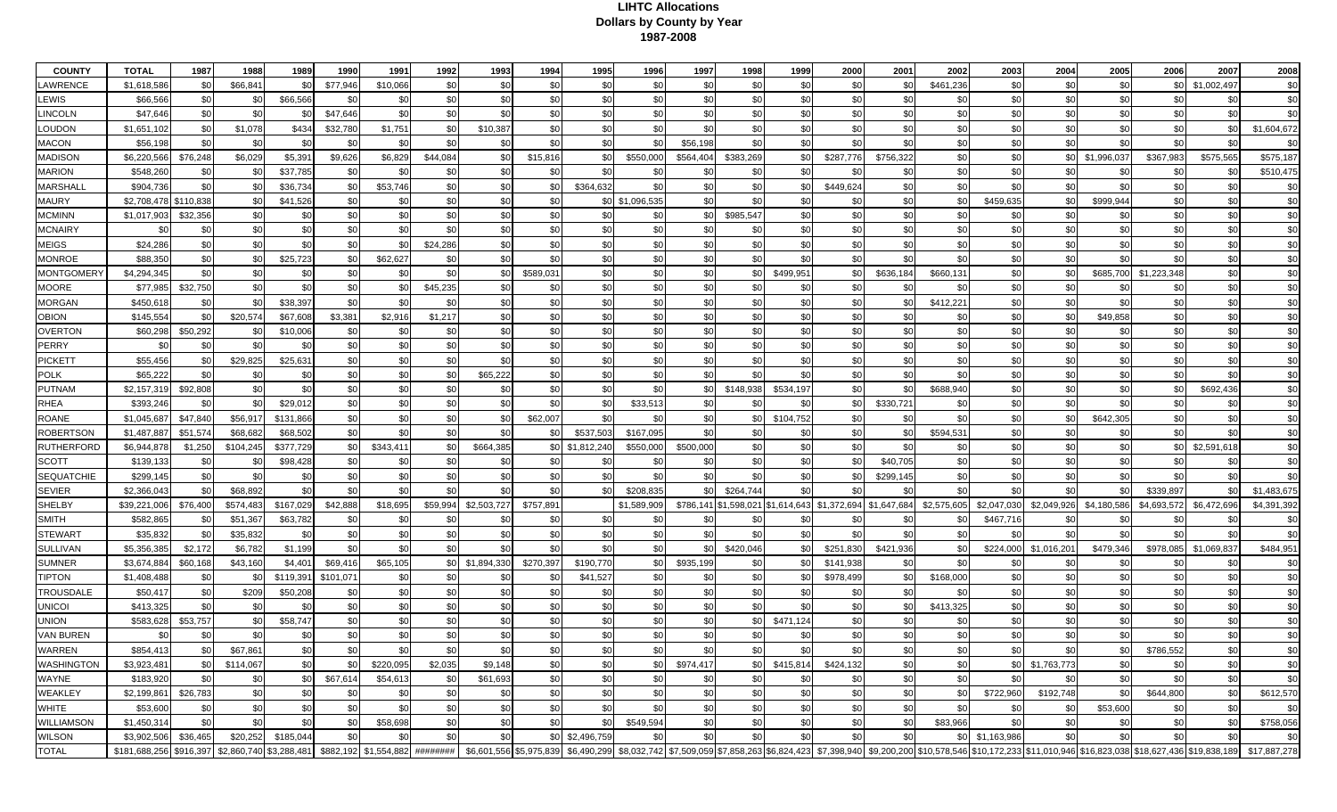# LIHTC Allocations
## Dollars by County by Year
### 1987-2008

| COUNTY | TOTAL | 1987 | 1988 | 1989 | 1990 | 1991 | 1992 | 1993 | 1994 | 1995 | 1996 | 1997 | 1998 | 1999 | 2000 | 2001 | 2002 | 2003 | 2004 | 2005 | 2006 | 2007 | 2008 |
|---|---|---|---|---|---|---|---|---|---|---|---|---|---|---|---|---|---|---|---|---|---|---|---|
| LAWRENCE | $1,618,586 | $0 | $66,841 | $0 | $77,946 | $10,066 | $0 | $0 | $0 | $0 | $0 | $0 | $0 | $0 | $0 | $0 | $461,236 | $0 | $0 | $0 | $0 | $1,002,497 | $0 |
| LEWIS | $66,566 | $0 | $0 | $66,566 | $0 | $0 | $0 | $0 | $0 | $0 | $0 | $0 | $0 | $0 | $0 | $0 | $0 | $0 | $0 | $0 | $0 | $0 | $0 |
| LINCOLN | $47,646 | $0 | $0 | $0 | $47,646 | $0 | $0 | $0 | $0 | $0 | $0 | $0 | $0 | $0 | $0 | $0 | $0 | $0 | $0 | $0 | $0 | $0 | $0 |
| LOUDON | $1,651,102 | $0 | $1,078 | $434 | $32,780 | $1,751 | $0 | $10,387 | $0 | $0 | $0 | $0 | $0 | $0 | $0 | $0 | $0 | $0 | $0 | $0 | $0 | $0 | $1,604,672 |
| MACON | $56,198 | $0 | $0 | $0 | $0 | $0 | $0 | $0 | $0 | $0 | $0 | $56,198 | $0 | $0 | $0 | $0 | $0 | $0 | $0 | $0 | $0 | $0 | $0 |
| MADISON | $6,220,566 | $76,248 | $6,029 | $5,391 | $9,626 | $6,829 | $44,084 | $0 | $15,816 | $0 | $550,000 | $564,404 | $383,269 | $0 | $287,776 | $756,322 | $0 | $0 | $0 | $1,996,037 | $367,983 | $575,565 | $575,187 |
| MARION | $548,260 | $0 | $0 | $37,785 | $0 | $0 | $0 | $0 | $0 | $0 | $0 | $0 | $0 | $0 | $0 | $0 | $0 | $0 | $0 | $0 | $0 | $0 | $510,475 |
| MARSHALL | $904,736 | $0 | $0 | $36,734 | $0 | $53,746 | $0 | $0 | $0 | $364,632 | $0 | $0 | $0 | $0 | $449,624 | $0 | $0 | $0 | $0 | $0 | $0 | $0 | $0 |
| MAURY | $2,708,478 | $110,838 | $0 | $41,526 | $0 | $0 | $0 | $0 | $0 | $0 | $1,096,535 | $0 | $0 | $0 | $0 | $0 | $0 | $459,635 | $0 | $999,944 | $0 | $0 | $0 |
| MCMINN | $1,017,903 | $32,356 | $0 | $0 | $0 | $0 | $0 | $0 | $0 | $0 | $0 | $0 | $985,547 | $0 | $0 | $0 | $0 | $0 | $0 | $0 | $0 | $0 | $0 |
| MCNAIRY | $0 | $0 | $0 | $0 | $0 | $0 | $0 | $0 | $0 | $0 | $0 | $0 | $0 | $0 | $0 | $0 | $0 | $0 | $0 | $0 | $0 | $0 | $0 |
| MEIGS | $24,286 | $0 | $0 | $0 | $0 | $0 | $24,286 | $0 | $0 | $0 | $0 | $0 | $0 | $0 | $0 | $0 | $0 | $0 | $0 | $0 | $0 | $0 | $0 |
| MONROE | $88,350 | $0 | $0 | $25,723 | $0 | $62,627 | $0 | $0 | $0 | $0 | $0 | $0 | $0 | $0 | $0 | $0 | $0 | $0 | $0 | $0 | $0 | $0 | $0 |
| MONTGOMERY | $4,294,345 | $0 | $0 | $0 | $0 | $0 | $0 | $0 | $589,031 | $0 | $0 | $0 | $0 | $499,951 | $0 | $636,184 | $660,131 | $0 | $0 | $685,700 | $1,223,348 | $0 | $0 |
| MOORE | $77,985 | $32,750 | $0 | $0 | $0 | $0 | $45,235 | $0 | $0 | $0 | $0 | $0 | $0 | $0 | $0 | $0 | $0 | $0 | $0 | $0 | $0 | $0 | $0 |
| MORGAN | $450,618 | $0 | $0 | $38,397 | $0 | $0 | $0 | $0 | $0 | $0 | $0 | $0 | $0 | $0 | $0 | $0 | $412,221 | $0 | $0 | $0 | $0 | $0 | $0 |
| OBION | $145,554 | $0 | $20,574 | $67,608 | $3,381 | $2,916 | $1,217 | $0 | $0 | $0 | $0 | $0 | $0 | $0 | $0 | $0 | $0 | $0 | $0 | $49,858 | $0 | $0 | $0 |
| OVERTON | $60,298 | $50,292 | $0 | $10,006 | $0 | $0 | $0 | $0 | $0 | $0 | $0 | $0 | $0 | $0 | $0 | $0 | $0 | $0 | $0 | $0 | $0 | $0 | $0 |
| PERRY | $0 | $0 | $0 | $0 | $0 | $0 | $0 | $0 | $0 | $0 | $0 | $0 | $0 | $0 | $0 | $0 | $0 | $0 | $0 | $0 | $0 | $0 | $0 |
| PICKETT | $55,456 | $0 | $29,825 | $25,631 | $0 | $0 | $0 | $0 | $0 | $0 | $0 | $0 | $0 | $0 | $0 | $0 | $0 | $0 | $0 | $0 | $0 | $0 | $0 |
| POLK | $65,222 | $0 | $0 | $0 | $0 | $0 | $0 | $65,222 | $0 | $0 | $0 | $0 | $0 | $0 | $0 | $0 | $0 | $0 | $0 | $0 | $0 | $0 | $0 |
| PUTNAM | $2,157,319 | $92,808 | $0 | $0 | $0 | $0 | $0 | $0 | $0 | $0 | $0 | $0 | $148,938 | $534,197 | $0 | $0 | $688,940 | $0 | $0 | $0 | $0 | $692,436 | $0 |
| RHEA | $393,246 | $0 | $0 | $29,012 | $0 | $0 | $0 | $0 | $0 | $0 | $33,513 | $0 | $0 | $0 | $0 | $330,721 | $0 | $0 | $0 | $0 | $0 | $0 | $0 |
| ROANE | $1,045,687 | $47,840 | $56,917 | $131,866 | $0 | $0 | $0 | $0 | $62,007 | $0 | $0 | $0 | $0 | $104,752 | $0 | $0 | $0 | $0 | $0 | $642,305 | $0 | $0 | $0 |
| ROBERTSON | $1,487,887 | $51,574 | $68,682 | $68,502 | $0 | $0 | $0 | $0 | $0 | $537,503 | $167,095 | $0 | $0 | $0 | $0 | $0 | $594,531 | $0 | $0 | $0 | $0 | $0 | $0 |
| RUTHERFORD | $6,944,878 | $1,250 | $104,245 | $377,729 | $0 | $343,411 | $0 | $664,385 | $0 | $1,812,240 | $550,000 | $500,000 | $0 | $0 | $0 | $0 | $0 | $0 | $0 | $0 | $0 | $2,591,618 | $0 |
| SCOTT | $139,133 | $0 | $0 | $98,428 | $0 | $0 | $0 | $0 | $0 | $0 | $0 | $0 | $0 | $0 | $0 | $40,705 | $0 | $0 | $0 | $0 | $0 | $0 | $0 |
| SEQUATCHIE | $299,145 | $0 | $0 | $0 | $0 | $0 | $0 | $0 | $0 | $0 | $0 | $0 | $0 | $0 | $0 | $299,145 | $0 | $0 | $0 | $0 | $0 | $0 | $0 |
| SEVIER | $2,366,043 | $0 | $68,892 | $0 | $0 | $0 | $0 | $0 | $0 | $0 | $208,835 | $0 | $264,744 | $0 | $0 | $0 | $0 | $0 | $0 | $0 | $339,897 | $0 | $1,483,675 |
| SHELBY | $39,221,006 | $76,400 | $574,483 | $167,029 | $42,888 | $18,695 | $59,994 | $2,503,727 | $757,891 | | $1,589,909 | $786,141 | $1,598,021 | $1,614,643 | $1,372,694 | $1,647,684 | $2,575,605 | $2,047,030 | $2,049,926 | $4,180,586 | $4,693,572 | $6,472,696 | $4,391,392 |
| SMITH | $582,865 | $0 | $51,367 | $63,782 | $0 | $0 | $0 | $0 | $0 | $0 | $0 | $0 | $0 | $0 | $0 | $0 | $0 | $467,716 | $0 | $0 | $0 | $0 | $0 |
| STEWART | $35,832 | $0 | $35,832 | $0 | $0 | $0 | $0 | $0 | $0 | $0 | $0 | $0 | $0 | $0 | $0 | $0 | $0 | $0 | $0 | $0 | $0 | $0 | $0 |
| SULLIVAN | $5,356,385 | $2,172 | $6,782 | $1,199 | $0 | $0 | $0 | $0 | $0 | $0 | $0 | $0 | $420,046 | $0 | $251,830 | $421,936 | $0 | $224,000 | $1,016,201 | $479,346 | $978,085 | $1,069,837 | $484,951 |
| SUMNER | $3,674,884 | $60,168 | $43,160 | $4,401 | $69,416 | $65,105 | $0 | $1,894,330 | $270,397 | $190,770 | $0 | $935,199 | $0 | $0 | $141,938 | $0 | $0 | $0 | $0 | $0 | $0 | $0 | $0 |
| TIPTON | $1,408,488 | $0 | $0 | $119,391 | $101,071 | $0 | $0 | $0 | $0 | $41,527 | $0 | $0 | $0 | $0 | $978,499 | $0 | $168,000 | $0 | $0 | $0 | $0 | $0 | $0 |
| TROUSDALE | $50,417 | $0 | $209 | $50,208 | $0 | $0 | $0 | $0 | $0 | $0 | $0 | $0 | $0 | $0 | $0 | $0 | $0 | $0 | $0 | $0 | $0 | $0 | $0 |
| UNICOI | $413,325 | $0 | $0 | $0 | $0 | $0 | $0 | $0 | $0 | $0 | $0 | $0 | $0 | $0 | $0 | $0 | $413,325 | $0 | $0 | $0 | $0 | $0 | $0 |
| UNION | $583,628 | $53,757 | $0 | $58,747 | $0 | $0 | $0 | $0 | $0 | $0 | $0 | $0 | $0 | $471,124 | $0 | $0 | $0 | $0 | $0 | $0 | $0 | $0 | $0 |
| VAN BUREN | $0 | $0 | $0 | $0 | $0 | $0 | $0 | $0 | $0 | $0 | $0 | $0 | $0 | $0 | $0 | $0 | $0 | $0 | $0 | $0 | $0 | $0 | $0 |
| WARREN | $854,413 | $0 | $67,861 | $0 | $0 | $0 | $0 | $0 | $0 | $0 | $0 | $0 | $0 | $0 | $0 | $0 | $0 | $0 | $0 | $0 | $786,552 | $0 | $0 |
| WASHINGTON | $3,923,481 | $0 | $114,067 | $0 | $0 | $220,095 | $2,035 | $9,148 | $0 | $0 | $0 | $974,417 | $0 | $415,814 | $424,132 | $0 | $0 | $0 | $1,763,773 | $0 | $0 | $0 | $0 |
| WAYNE | $183,920 | $0 | $0 | $0 | $67,614 | $54,613 | $0 | $61,693 | $0 | $0 | $0 | $0 | $0 | $0 | $0 | $0 | $0 | $0 | $0 | $0 | $0 | $0 | $0 |
| WEAKLEY | $2,199,861 | $26,783 | $0 | $0 | $0 | $0 | $0 | $0 | $0 | $0 | $0 | $0 | $0 | $0 | $0 | $0 | $0 | $722,960 | $192,748 | $0 | $644,800 | $0 | $612,570 |
| WHITE | $53,600 | $0 | $0 | $0 | $0 | $0 | $0 | $0 | $0 | $0 | $0 | $0 | $0 | $0 | $0 | $0 | $0 | $0 | $0 | $53,600 | $0 | $0 | $0 |
| WILLIAMSON | $1,450,314 | $0 | $0 | $0 | $0 | $58,698 | $0 | $0 | $0 | $0 | $549,594 | $0 | $0 | $0 | $0 | $0 | $83,966 | $0 | $0 | $0 | $0 | $0 | $758,056 |
| WILSON | $3,902,506 | $36,465 | $20,252 | $185,044 | $0 | $0 | $0 | $0 | $0 | $2,496,759 | $0 | $0 | $0 | $0 | $0 | $0 | $0 | $1,163,986 | $0 | $0 | $0 | $0 | $0 |
| TOTAL | $181,688,256 | $916,397 | $2,860,740 | $3,288,481 | $882,192 | $1,554,882 | ######## | $6,601,556 | $5,975,839 | $6,490,299 | $8,032,742 | $7,509,059 | $7,858,263 | $6,824,423 | $7,398,940 | $9,200,200 | $10,578,546 | $10,172,233 | $11,010,946 | $16,823,038 | $18,627,436 | $19,838,189 | $17,887,278 |